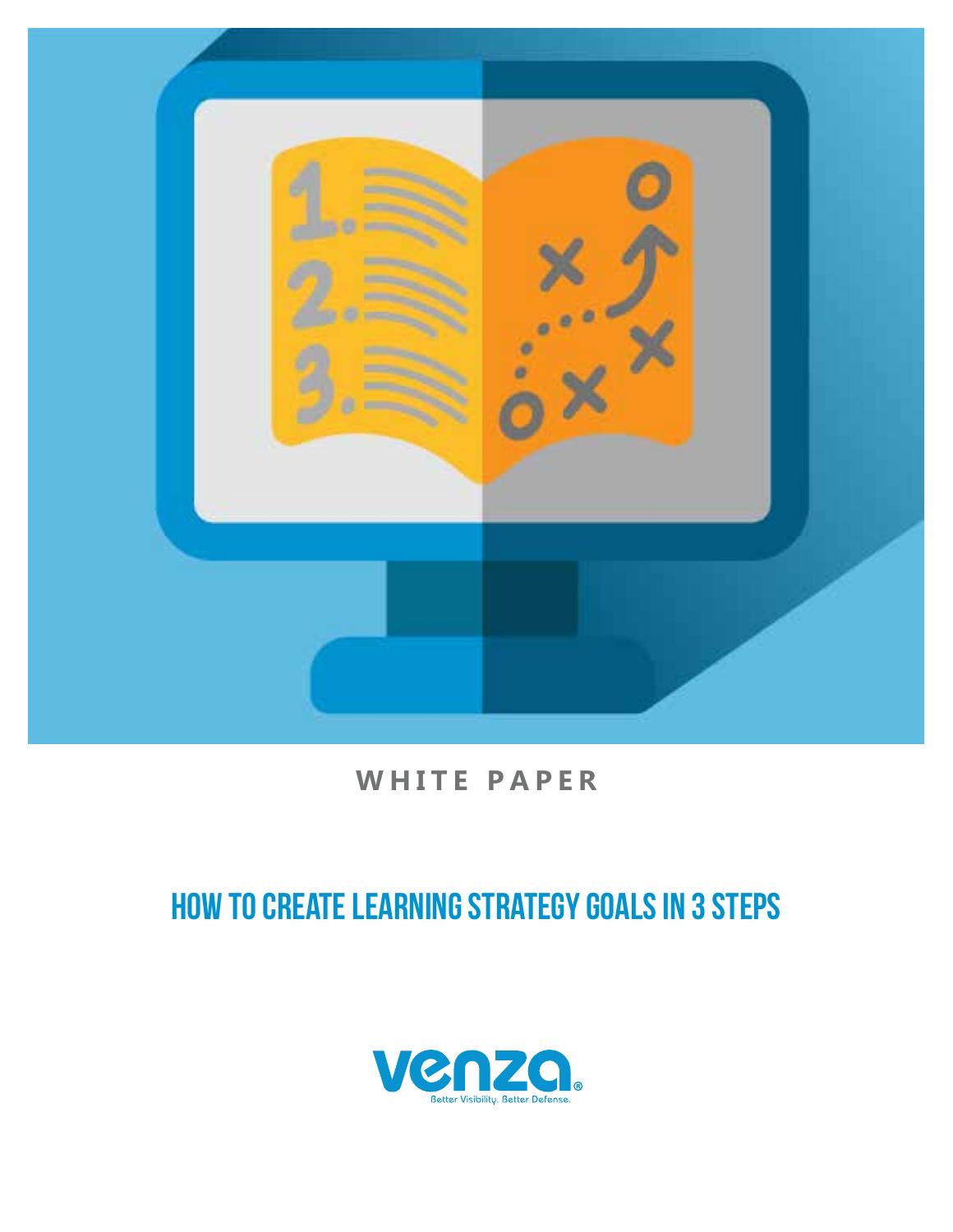WHITE PAPER

# HOW TO CREATE LEARNING STRATEGY GOALS IN 3 STEPS

venza®

Better Visibility. Better Defense.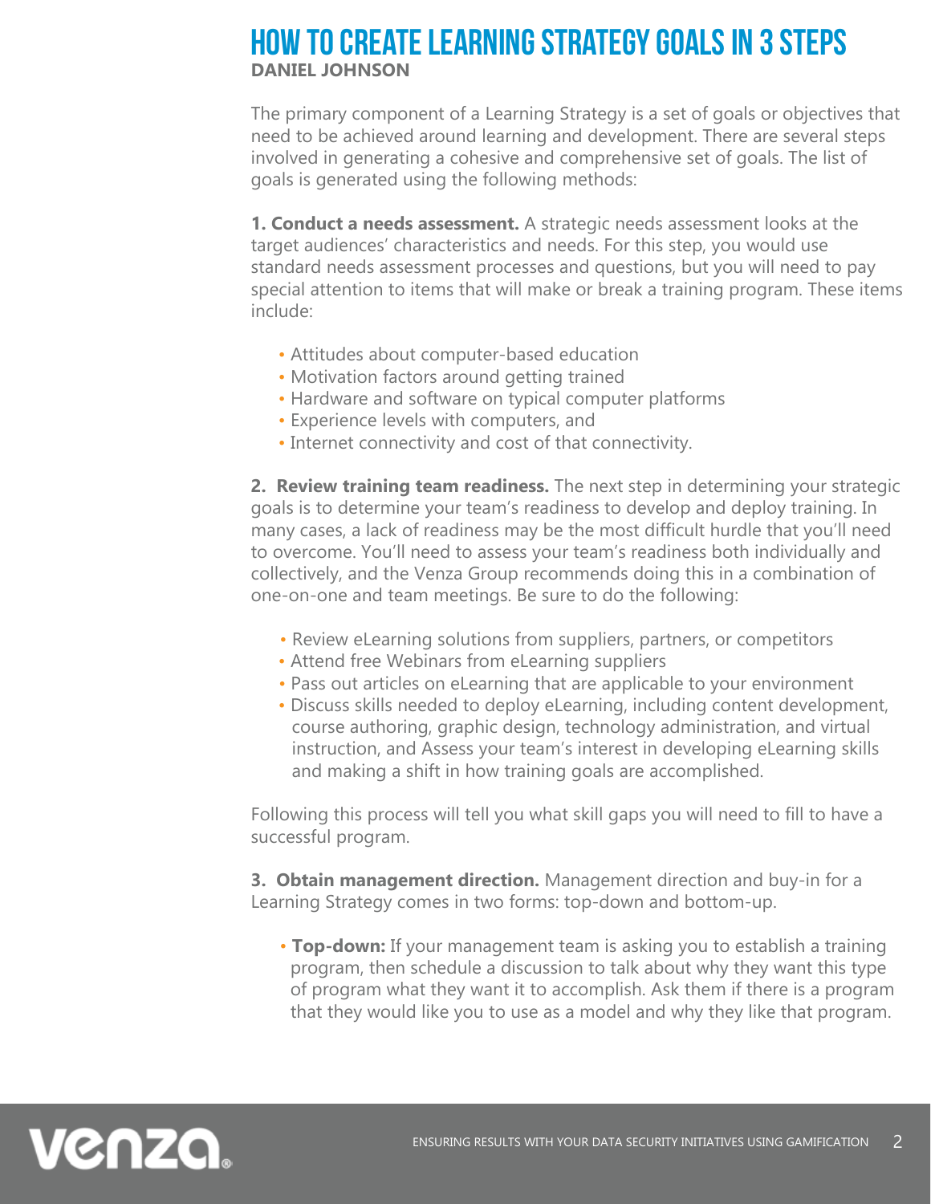# HOW TO CREATE LEARNING STRATEGY GOALS IN 3 STEPS

**DANIEL JOHNSON**

The primary component of a Learning Strategy is a set of goals or objectives that need to be achieved around learning and development. There are several steps involved in generating a cohesive and comprehensive set of goals. The list of goals is generated using the following methods:

**1. Conduct a needs assessment.** A strategic needs assessment looks at the target audiences' characteristics and needs. For this step, you would use standard needs assessment processes and questions, but you will need to pay special attention to items that will make or break a training program. These items include:

- Attitudes about computer-based education
- Motivation factors around getting trained
- Hardware and software on typical computer platforms
- Experience levels with computers, and
- Internet connectivity and cost of that connectivity.

**2. Review training team readiness.** The next step in determining your strategic goals is to determine your team's readiness to develop and deploy training. In many cases, a lack of readiness may be the most difficult hurdle that you'll need to overcome. You'll need to assess your team's readiness both individually and collectively, and the Venza Group recommends doing this in a combination of one-on-one and team meetings. Be sure to do the following:

- Review eLearning solutions from suppliers, partners, or competitors
- Attend free Webinars from eLearning suppliers
- Pass out articles on eLearning that are applicable to your environment
- Discuss skills needed to deploy eLearning, including content development, course authoring, graphic design, technology administration, and virtual instruction, and Assess your team's interest in developing eLearning skills and making a shift in how training goals are accomplished.

Following this process will tell you what skill gaps you will need to fill to have a successful program.

**3. Obtain management direction.** Management direction and buy-in for a Learning Strategy comes in two forms: top-down and bottom-up.

- **Top-down:** If your management team is asking you to establish a training program, then schedule a discussion to talk about why they want this type of program what they want it to accomplish. Ask them if there is a program that they would like you to use as a model and why they like that program.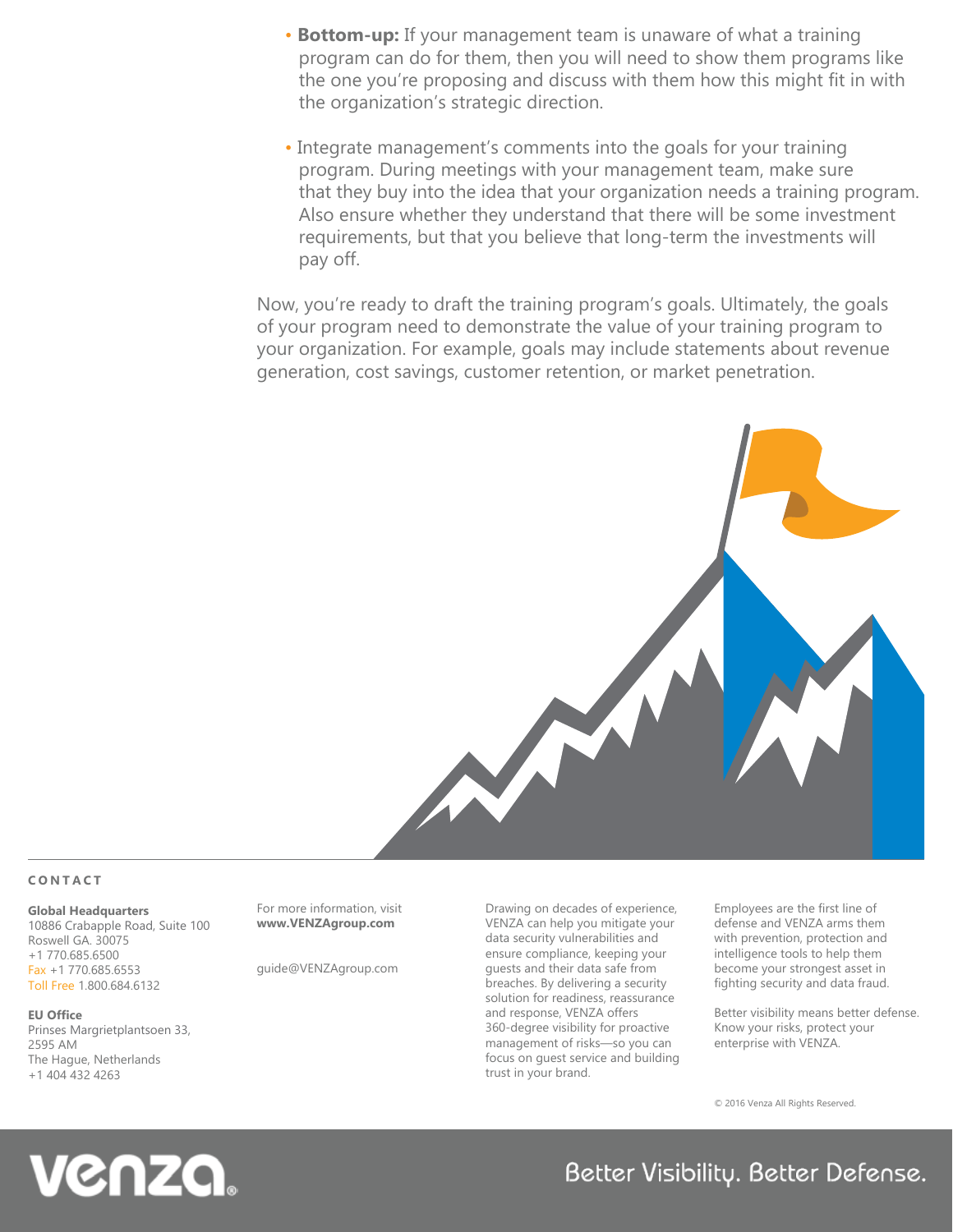- **Bottom-up:** If your management team is unaware of what a training program can do for them, then you will need to show them programs like the one you're proposing and discuss with them how this might fit in with the organization's strategic direction.

- Integrate management's comments into the goals for your training program. During meetings with your management team, make sure that they buy into the idea that your organization needs a training program. Also ensure whether they understand that there will be some investment requirements, but that you believe that long-term the investments will pay off.

Now, you're ready to draft the training program's goals. Ultimately, the goals of your program need to demonstrate the value of your training program to your organization. For example, goals may include statements about revenue generation, cost savings, customer retention, or market penetration.

**CONTACT**

**Global Headquarters**
10886 Crabapple Road, Suite 100
Roswell GA. 30075
+1 770.685.6500
Fax +1 770.685.6553
Toll Free 1.800.684.6132

**EU Office**
Prinses Margrietplantsoen 33,
2595 AM
The Hague, Netherlands
+1 404 432 4263

For more information, visit **www.VENZAgroup.com**

guide@VENZAgroup.com

Drawing on decades of experience, VENZA can help you mitigate your data security vulnerabilities and ensure compliance, keeping your guests and their data safe from breaches. By delivering a security solution for readiness, reassurance and response, VENZA offers 360-degree visibility for proactive management of risks—so you can focus on guest service and building trust in your brand.

Employees are the first line of defense and VENZA arms them with prevention, protection and intelligence tools to help them become your strongest asset in fighting security and data fraud.

Better visibility means better defense. Know your risks, protect your enterprise with VENZA.

© 2016 Venza All Rights Reserved.

venza®

Better Visibility. Better Defense.